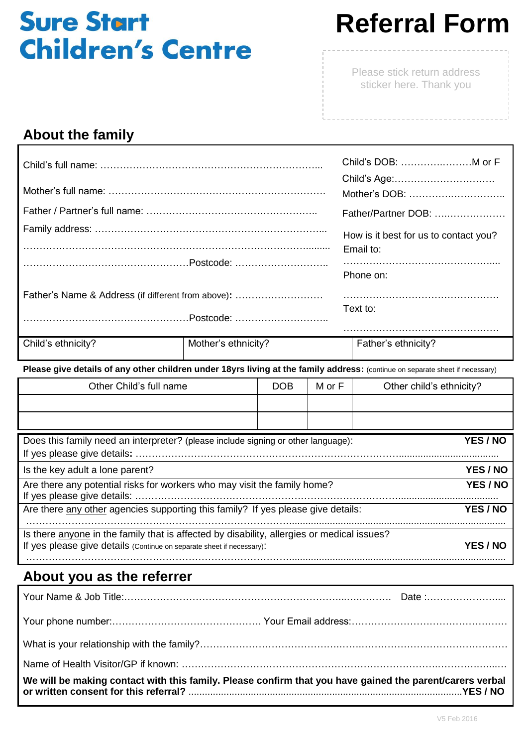# Sure Start Children's Centre

# Referral Form

Please stick return address sticker here. Thank you

## About the family

Child's full name: ……………………………………………………………...

Mother's full name: …………………………………………………………

Father / Partner's full name: ……………………………………………..

Family address: ……………………………………………………………...

…………………………………………………………………………………...

……………………………………………Postcode: ………………………..

Father's Name & Address (if different from above): ………………………

……………………………………………Postcode: ………………………..

Child's DOB: ………………….M or F

Child's Age:…………………………

Mother's DOB: …………………………..

Father/Partner DOB: ………………….

How is it best for us to contact you?

Email to:

…………………………………………....

Phone on:

…………………………………………

Text to:

…………………………………………

| Child's ethnicity? | Mother's ethnicity? | Father's ethnicity? |
|---|---|---|

**Please give details of any other children under 18yrs living at the family address:** (continue on separate sheet if necessary)

| Other Child's full name | DOB | M or F | Other child's ethnicity? |
|---|---|---|---|
| | | | |
| | | | |

| | |
|---|---|
| Does this family need an interpreter? (please include signing or other language):<br>If yes please give details**:** …………………………………………………………………………… | **YES / NO** |
| Is the key adult a lone parent? | **YES / NO** |
| Are there any potential risks for workers who may visit the family home?<br>If yes please give details: …………………………………………………………………………… | **YES / NO** |
| Are there <u>any other</u> agencies supporting this family? If yes please give details:<br>…………………………………………………………………………………………………… | **YES / NO** |
| Is there <u>anyone</u> in the family that is affected by disability, allergies or medical issues?<br>If yes please give details (Continue on separate sheet if necessary):<br>…………………………………………………………………………………………………… | **YES / NO** |

## About you as the referrer

Your Name & Job Title:………………………………………………………………. Date :……………………...

Your phone number:……………………………………… Your Email address:…………………………………………

What is your relationship with the family?…………………………………………………………………………………

Name of Health Visitor/GP if known: ……………………………………………………………………………………...

**We will be making contact with this family. Please confirm that you have gained the parent/carers verbal or written consent for this referral?** ……………………………………………………………………………**YES / NO**

V5 Feb 2016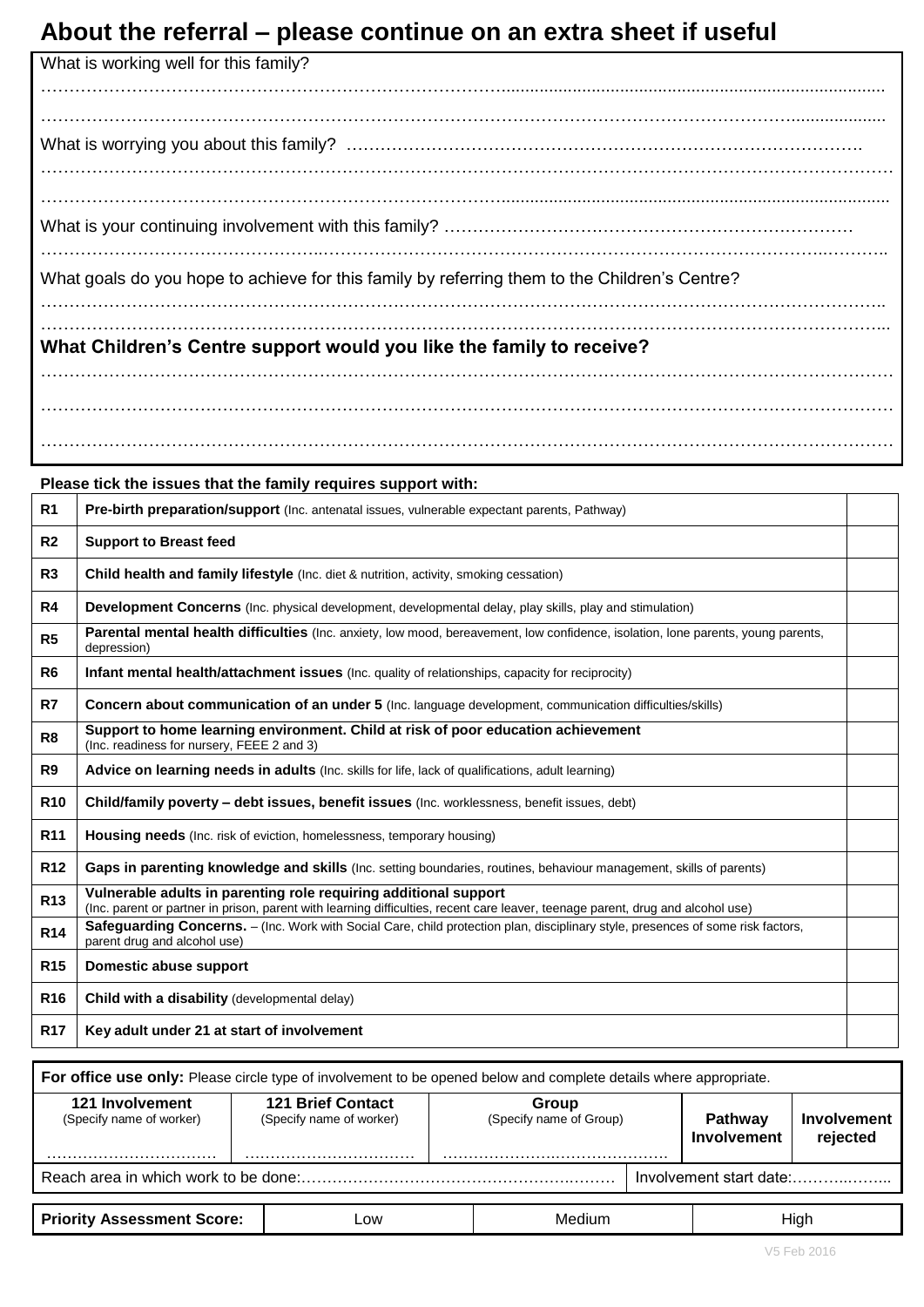# About the referral – please continue on an extra sheet if useful

What is working well for this family?

…………………………………………………………………………………………………………………………

…………………………………………………………………………………………………………………………

What is worrying you about this family? ……………………………………………………………………………

…………………………………………………………………………………………………………………………

…………………………………………………………………………………………………………………………

What is your continuing involvement with this family? ………………………………………………………………

…………………………………………………………………………………………………………………………

What goals do you hope to achieve for this family by referring them to the Children's Centre?

…………………………………………………………………………………………………………………………

…………………………………………………………………………………………………………………………

**What Children's Centre support would you like the family to receive?**

…………………………………………………………………………………………………………………………

…………………………………………………………………………………………………………………………

…………………………………………………………………………………………………………………………

**Please tick the issues that the family requires support with:**

| | | |
|---|---|---|
| **R1** | **Pre-birth preparation/support** (Inc. antenatal issues, vulnerable expectant parents, Pathway) | |
| **R2** | **Support to Breast feed** | |
| **R3** | **Child health and family lifestyle** (Inc. diet & nutrition, activity, smoking cessation) | |
| **R4** | **Development Concerns** (Inc. physical development, developmental delay, play skills, play and stimulation) | |
| **R5** | **Parental mental health difficulties** (Inc. anxiety, low mood, bereavement, low confidence, isolation, lone parents, young parents, depression) | |
| **R6** | **Infant mental health/attachment issues** (Inc. quality of relationships, capacity for reciprocity) | |
| **R7** | **Concern about communication of an under 5** (Inc. language development, communication difficulties/skills) | |
| **R8** | **Support to home learning environment. Child at risk of poor education achievement** (Inc. readiness for nursery, FEEE 2 and 3) | |
| **R9** | **Advice on learning needs in adults** (Inc. skills for life, lack of qualifications, adult learning) | |
| **R10** | **Child/family poverty – debt issues, benefit issues** (Inc. worklessness, benefit issues, debt) | |
| **R11** | **Housing needs** (Inc. risk of eviction, homelessness, temporary housing) | |
| **R12** | **Gaps in parenting knowledge and skills** (Inc. setting boundaries, routines, behaviour management, skills of parents) | |
| **R13** | **Vulnerable adults in parenting role requiring additional support** (Inc. parent or partner in prison, parent with learning difficulties, recent care leaver, teenage parent, drug and alcohol use) | |
| **R14** | **Safeguarding Concerns.** – (Inc. Work with Social Care, child protection plan, disciplinary style, presences of some risk factors, parent drug and alcohol use) | |
| **R15** | **Domestic abuse support** | |
| **R16** | **Child with a disability** (developmental delay) | |
| **R17** | **Key adult under 21 at start of involvement** | |

**For office use only:** Please circle type of involvement to be opened below and complete details where appropriate.

| **121 Involvement** (Specify name of worker) | **121 Brief Contact** (Specify name of worker) | **Group** (Specify name of Group) | **Pathway Involvement** | **Involvement rejected** |
|---|---|---|---|---|
| …………………………… | …………………………… | …………………………………… | | |
| Reach area in which work to be done:……………………………………………………… | | | Involvement start date:……………… | |

| **Priority Assessment Score:** | Low | Medium | High |
|---|---|---|---|

V5 Feb 2016